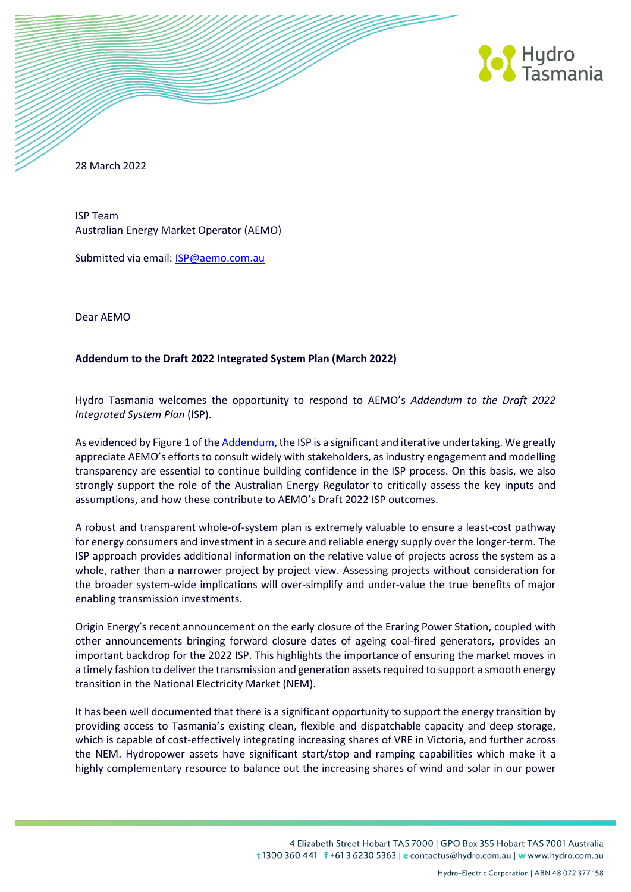28 March 2022

ISP Team
Australian Energy Market Operator (AEMO)

Submitted via email: ISP@aemo.com.au

Dear AEMO

**Addendum to the Draft 2022 Integrated System Plan (March 2022)**

Hydro Tasmania welcomes the opportunity to respond to AEMO's *Addendum to the Draft 2022 Integrated System Plan* (ISP).

As evidenced by Figure 1 of the Addendum, the ISP is a significant and iterative undertaking. We greatly appreciate AEMO's efforts to consult widely with stakeholders, as industry engagement and modelling transparency are essential to continue building confidence in the ISP process. On this basis, we also strongly support the role of the Australian Energy Regulator to critically assess the key inputs and assumptions, and how these contribute to AEMO's Draft 2022 ISP outcomes.

A robust and transparent whole-of-system plan is extremely valuable to ensure a least-cost pathway for energy consumers and investment in a secure and reliable energy supply over the longer-term. The ISP approach provides additional information on the relative value of projects across the system as a whole, rather than a narrower project by project view. Assessing projects without consideration for the broader system-wide implications will over-simplify and under-value the true benefits of major enabling transmission investments.

Origin Energy's recent announcement on the early closure of the Eraring Power Station, coupled with other announcements bringing forward closure dates of ageing coal-fired generators, provides an important backdrop for the 2022 ISP. This highlights the importance of ensuring the market moves in a timely fashion to deliver the transmission and generation assets required to support a smooth energy transition in the National Electricity Market (NEM).

It has been well documented that there is a significant opportunity to support the energy transition by providing access to Tasmania's existing clean, flexible and dispatchable capacity and deep storage, which is capable of cost-effectively integrating increasing shares of VRE in Victoria, and further across the NEM. Hydropower assets have significant start/stop and ramping capabilities which make it a highly complementary resource to balance out the increasing shares of wind and solar in our power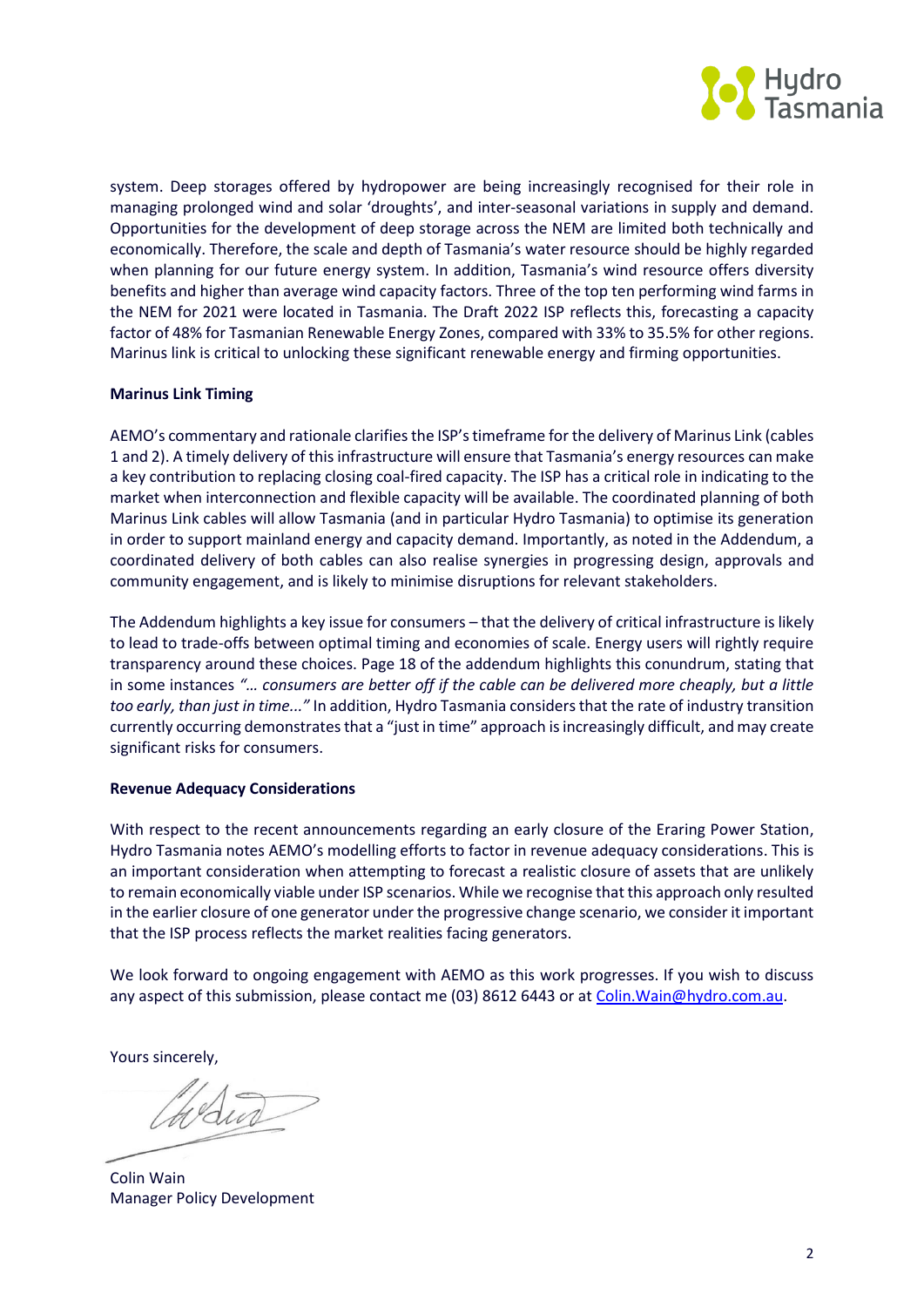system. Deep storages offered by hydropower are being increasingly recognised for their role in managing prolonged wind and solar 'droughts', and inter-seasonal variations in supply and demand. Opportunities for the development of deep storage across the NEM are limited both technically and economically. Therefore, the scale and depth of Tasmania's water resource should be highly regarded when planning for our future energy system. In addition, Tasmania's wind resource offers diversity benefits and higher than average wind capacity factors. Three of the top ten performing wind farms in the NEM for 2021 were located in Tasmania. The Draft 2022 ISP reflects this, forecasting a capacity factor of 48% for Tasmanian Renewable Energy Zones, compared with 33% to 35.5% for other regions. Marinus link is critical to unlocking these significant renewable energy and firming opportunities.

**Marinus Link Timing**

AEMO's commentary and rationale clarifies the ISP's timeframe for the delivery of Marinus Link (cables 1 and 2). A timely delivery of this infrastructure will ensure that Tasmania's energy resources can make a key contribution to replacing closing coal-fired capacity. The ISP has a critical role in indicating to the market when interconnection and flexible capacity will be available. The coordinated planning of both Marinus Link cables will allow Tasmania (and in particular Hydro Tasmania) to optimise its generation in order to support mainland energy and capacity demand. Importantly, as noted in the Addendum, a coordinated delivery of both cables can also realise synergies in progressing design, approvals and community engagement, and is likely to minimise disruptions for relevant stakeholders.

The Addendum highlights a key issue for consumers – that the delivery of critical infrastructure is likely to lead to trade-offs between optimal timing and economies of scale. Energy users will rightly require transparency around these choices. Page 18 of the addendum highlights this conundrum, stating that in some instances *"… consumers are better off if the cable can be delivered more cheaply, but a little too early, than just in time..."* In addition, Hydro Tasmania considers that the rate of industry transition currently occurring demonstrates that a "just in time" approach is increasingly difficult, and may create significant risks for consumers.

**Revenue Adequacy Considerations**

With respect to the recent announcements regarding an early closure of the Eraring Power Station, Hydro Tasmania notes AEMO's modelling efforts to factor in revenue adequacy considerations. This is an important consideration when attempting to forecast a realistic closure of assets that are unlikely to remain economically viable under ISP scenarios. While we recognise that this approach only resulted in the earlier closure of one generator under the progressive change scenario, we consider it important that the ISP process reflects the market realities facing generators.

We look forward to ongoing engagement with AEMO as this work progresses. If you wish to discuss any aspect of this submission, please contact me (03) 8612 6443 or at Colin.Wain@hydro.com.au.

Yours sincerely,

Colin Wain
Manager Policy Development